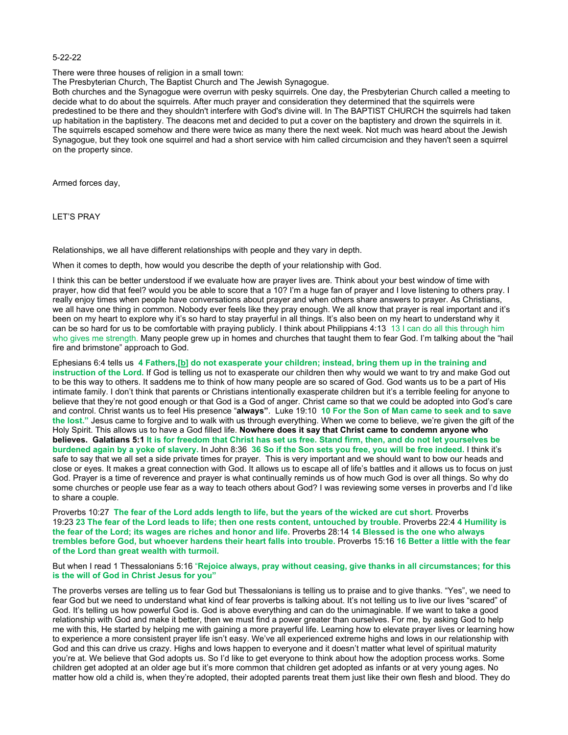5-22-22

There were three houses of religion in a small town:
The Presbyterian Church, The Baptist Church and The Jewish Synagogue.
Both churches and the Synagogue were overrun with pesky squirrels. One day, the Presbyterian Church called a meeting to decide what to do about the squirrels. After much prayer and consideration they determined that the squirrels were predestined to be there and they shouldn't interfere with God's divine will. In The BAPTIST CHURCH the squirrels had taken up habitation in the baptistery. The deacons met and decided to put a cover on the baptistery and drown the squirrels in it. The squirrels escaped somehow and there were twice as many there the next week. Not much was heard about the Jewish Synagogue, but they took one squirrel and had a short service with him called circumcision and they haven't seen a squirrel on the property since.

Armed forces day,

LET'S PRAY

Relationships, we all have different relationships with people and they vary in depth.

When it comes to depth, how would you describe the depth of your relationship with God.

I think this can be better understood if we evaluate how are prayer lives are. Think about your best window of time with prayer, how did that feel? would you be able to score that a 10? I'm a huge fan of prayer and I love listening to others pray. I really enjoy times when people have conversations about prayer and when others share answers to prayer. As Christians, we all have one thing in common. Nobody ever feels like they pray enough. We all know that prayer is real important and it's been on my heart to explore why it's so hard to stay prayerful in all things. It's also been on my heart to understand why it can be so hard for us to be comfortable with praying publicly. I think about Philippians 4:13 13 I can do all this through him who gives me strength. Many people grew up in homes and churches that taught them to fear God. I'm talking about the "hail fire and brimstone" approach to God.

Ephesians 6:4 tells us **4 Fathers,[b] do not exasperate your children; instead, bring them up in the training and instruction of the Lord.** If God is telling us not to exasperate our children then why would we want to try and make God out to be this way to others. It saddens me to think of how many people are so scared of God. God wants us to be a part of His intimate family. I don't think that parents or Christians intentionally exasperate children but it's a terrible feeling for anyone to believe that they're not good enough or that God is a God of anger. Christ came so that we could be adopted into God's care and control. Christ wants us to feel His presence "**always**". Luke 19:10 **10 For the Son of Man came to seek and to save the lost."** Jesus came to forgive and to walk with us through everything. When we come to believe, we're given the gift of the Holy Spirit. This allows us to have a God filled life. **Nowhere does it say that Christ came to condemn anyone who believes. Galatians 5:1 It is for freedom that Christ has set us free. Stand firm, then, and do not let yourselves be burdened again by a yoke of slavery.** In John 8:36 **36 So if the Son sets you free, you will be free indeed.** I think it's safe to say that we all set a side private times for prayer. This is very important and we should want to bow our heads and close or eyes. It makes a great connection with God. It allows us to escape all of life's battles and it allows us to focus on just God. Prayer is a time of reverence and prayer is what continually reminds us of how much God is over all things. So why do some churches or people use fear as a way to teach others about God? I was reviewing some verses in proverbs and I'd like to share a couple.

Proverbs 10:27 **The fear of the Lord adds length to life, but the years of the wicked are cut short.** Proverbs 19:23 **23 The fear of the Lord leads to life; then one rests content, untouched by trouble.** Proverbs 22:4 **4 Humility is the fear of the Lord; its wages are riches and honor and life.** Proverbs 28:14 **14 Blessed is the one who always trembles before God, but whoever hardens their heart falls into trouble.** Proverbs 15:16 **16 Better a little with the fear of the Lord than great wealth with turmoil.**

But when I read 1 Thessalonians 5:16 "**Rejoice always, pray without ceasing, give thanks in all circumstances; for this is the will of God in Christ Jesus for you"**

The proverbs verses are telling us to fear God but Thessalonians is telling us to praise and to give thanks. "Yes", we need to fear God but we need to understand what kind of fear proverbs is talking about. It's not telling us to live our lives "scared" of God. It's telling us how powerful God is. God is above everything and can do the unimaginable. If we want to take a good relationship with God and make it better, then we must find a power greater than ourselves. For me, by asking God to help me with this, He started by helping me with gaining a more prayerful life. Learning how to elevate prayer lives or learning how to experience a more consistent prayer life isn't easy. We've all experienced extreme highs and lows in our relationship with God and this can drive us crazy. Highs and lows happen to everyone and it doesn't matter what level of spiritual maturity you're at. We believe that God adopts us. So I'd like to get everyone to think about how the adoption process works. Some children get adopted at an older age but it's more common that children get adopted as infants or at very young ages. No matter how old a child is, when they're adopted, their adopted parents treat them just like their own flesh and blood. They do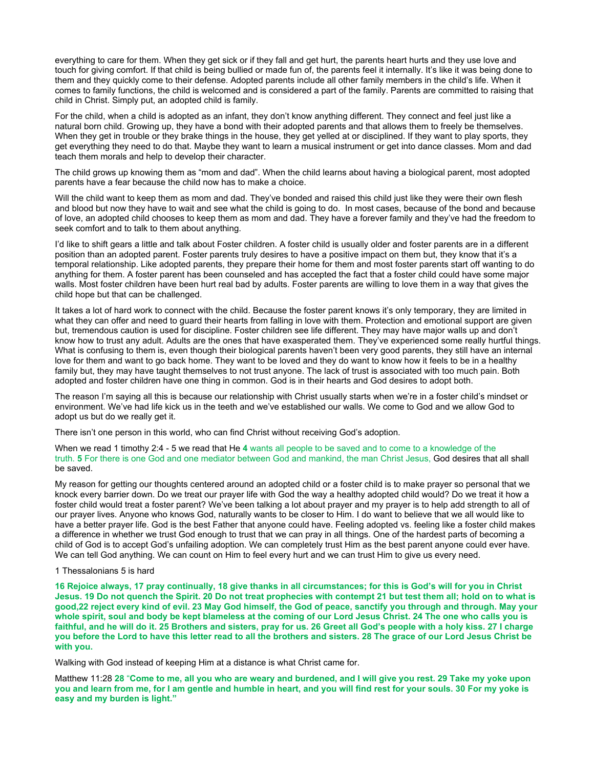everything to care for them. When they get sick or if they fall and get hurt, the parents heart hurts and they use love and touch for giving comfort. If that child is being bullied or made fun of, the parents feel it internally. It's like it was being done to them and they quickly come to their defense. Adopted parents include all other family members in the child's life. When it comes to family functions, the child is welcomed and is considered a part of the family. Parents are committed to raising that child in Christ. Simply put, an adopted child is family.

For the child, when a child is adopted as an infant, they don't know anything different. They connect and feel just like a natural born child. Growing up, they have a bond with their adopted parents and that allows them to freely be themselves. When they get in trouble or they brake things in the house, they get yelled at or disciplined. If they want to play sports, they get everything they need to do that. Maybe they want to learn a musical instrument or get into dance classes. Mom and dad teach them morals and help to develop their character.

The child grows up knowing them as "mom and dad". When the child learns about having a biological parent, most adopted parents have a fear because the child now has to make a choice.

Will the child want to keep them as mom and dad. They've bonded and raised this child just like they were their own flesh and blood but now they have to wait and see what the child is going to do. In most cases, because of the bond and because of love, an adopted child chooses to keep them as mom and dad. They have a forever family and they've had the freedom to seek comfort and to talk to them about anything.

I'd like to shift gears a little and talk about Foster children. A foster child is usually older and foster parents are in a different position than an adopted parent. Foster parents truly desires to have a positive impact on them but, they know that it's a temporal relationship. Like adopted parents, they prepare their home for them and most foster parents start off wanting to do anything for them. A foster parent has been counseled and has accepted the fact that a foster child could have some major walls. Most foster children have been hurt real bad by adults. Foster parents are willing to love them in a way that gives the child hope but that can be challenged.

It takes a lot of hard work to connect with the child. Because the foster parent knows it's only temporary, they are limited in what they can offer and need to guard their hearts from falling in love with them. Protection and emotional support are given but, tremendous caution is used for discipline. Foster children see life different. They may have major walls up and don't know how to trust any adult. Adults are the ones that have exasperated them. They've experienced some really hurtful things. What is confusing to them is, even though their biological parents haven't been very good parents, they still have an internal love for them and want to go back home. They want to be loved and they do want to know how it feels to be in a healthy family but, they may have taught themselves to not trust anyone. The lack of trust is associated with too much pain. Both adopted and foster children have one thing in common. God is in their hearts and God desires to adopt both.

The reason I'm saying all this is because our relationship with Christ usually starts when we're in a foster child's mindset or environment. We've had life kick us in the teeth and we've established our walls. We come to God and we allow God to adopt us but do we really get it.

There isn't one person in this world, who can find Christ without receiving God's adoption.

When we read 1 timothy 2:4 - 5 we read that He **4** wants all people to be saved and to come to a knowledge of the truth. **5** For there is one God and one mediator between God and mankind, the man Christ Jesus, God desires that all shall be saved.

My reason for getting our thoughts centered around an adopted child or a foster child is to make prayer so personal that we knock every barrier down. Do we treat our prayer life with God the way a healthy adopted child would? Do we treat it how a foster child would treat a foster parent? We've been talking a lot about prayer and my prayer is to help add strength to all of our prayer lives. Anyone who knows God, naturally wants to be closer to Him. I do want to believe that we all would like to have a better prayer life. God is the best Father that anyone could have. Feeling adopted vs. feeling like a foster child makes a difference in whether we trust God enough to trust that we can pray in all things. One of the hardest parts of becoming a child of God is to accept God's unfailing adoption. We can completely trust Him as the best parent anyone could ever have. We can tell God anything. We can count on Him to feel every hurt and we can trust Him to give us every need.

1 Thessalonians 5 is hard

**16 Rejoice always, 17 pray continually, 18 give thanks in all circumstances; for this is God's will for you in Christ Jesus. 19 Do not quench the Spirit. 20 Do not treat prophecies with contempt 21 but test them all; hold on to what is good,22 reject every kind of evil. 23 May God himself, the God of peace, sanctify you through and through. May your whole spirit, soul and body be kept blameless at the coming of our Lord Jesus Christ. 24 The one who calls you is faithful, and he will do it. 25 Brothers and sisters, pray for us. 26 Greet all God's people with a holy kiss. 27 I charge you before the Lord to have this letter read to all the brothers and sisters. 28 The grace of our Lord Jesus Christ be with you.**

Walking with God instead of keeping Him at a distance is what Christ came for.

Matthew 11:28 **28 "Come to me, all you who are weary and burdened, and I will give you rest. 29 Take my yoke upon you and learn from me, for I am gentle and humble in heart, and you will find rest for your souls. 30 For my yoke is easy and my burden is light."**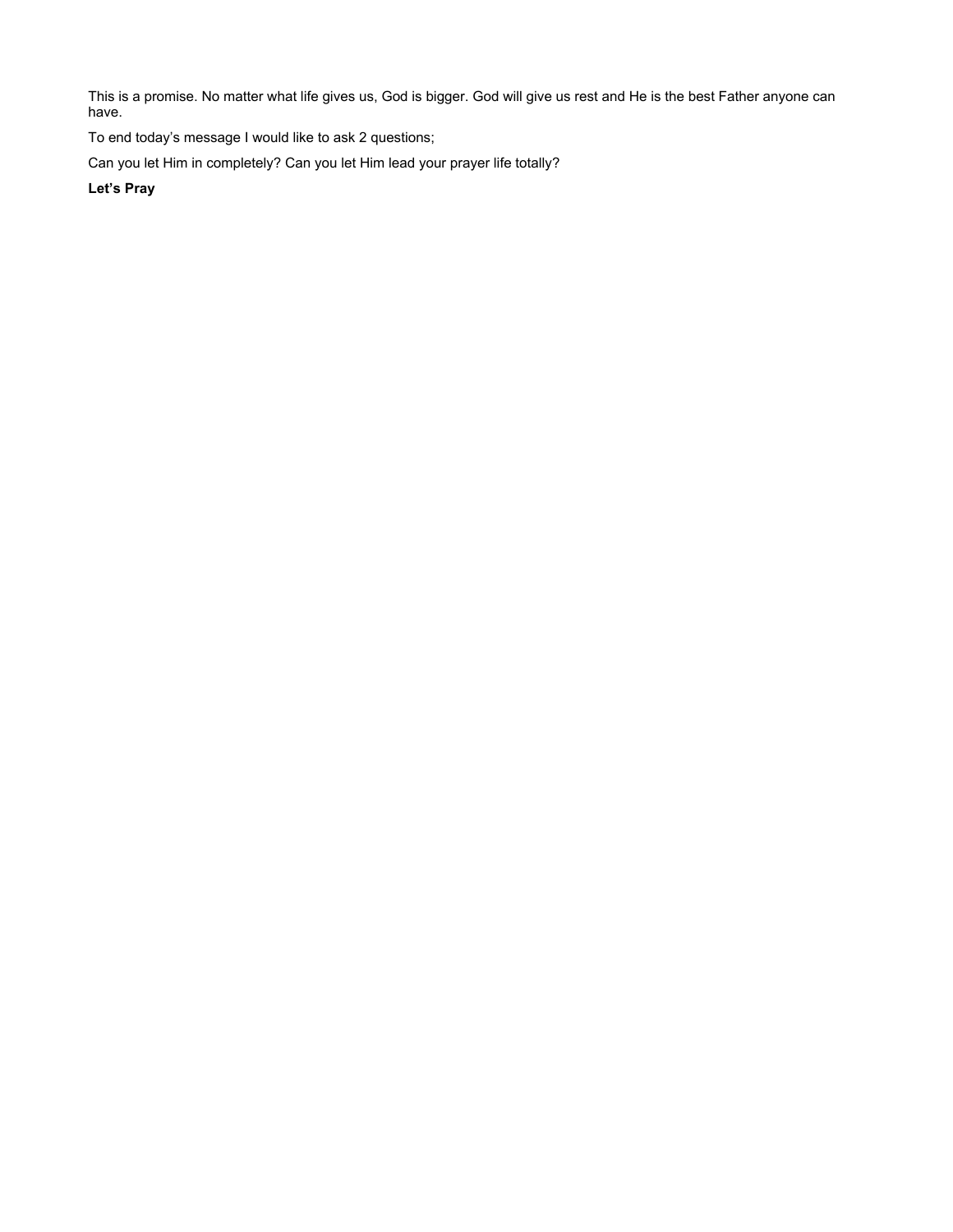This is a promise. No matter what life gives us, God is bigger. God will give us rest and He is the best Father anyone can have.

To end today's message I would like to ask 2 questions;

Can you let Him in completely? Can you let Him lead your prayer life totally?

**Let's Pray**